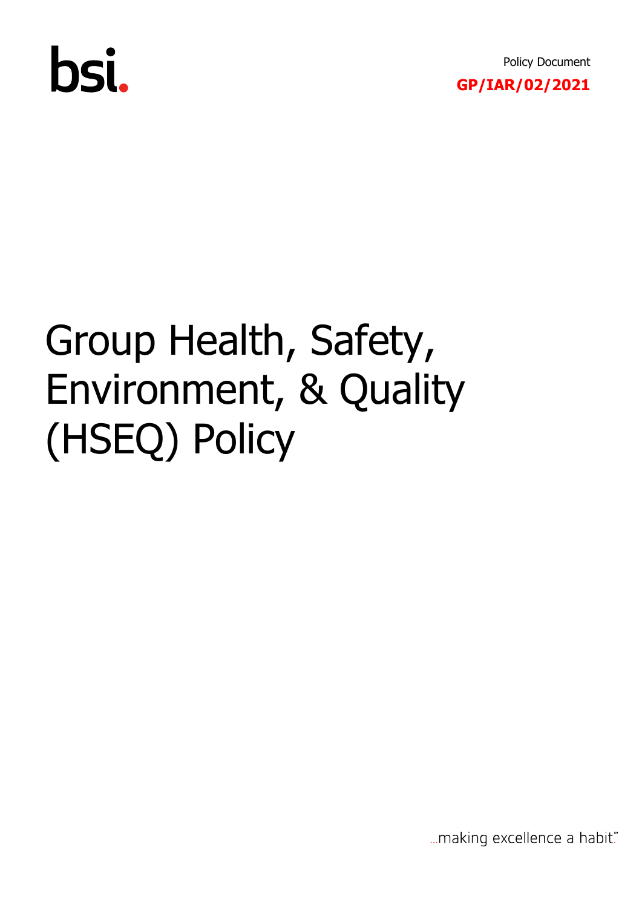bsi.

Policy Document

**GP/IAR/02/2021**

# Group Health, Safety, Environment, & Quality (HSEQ) Policy

...making excellence a habit.™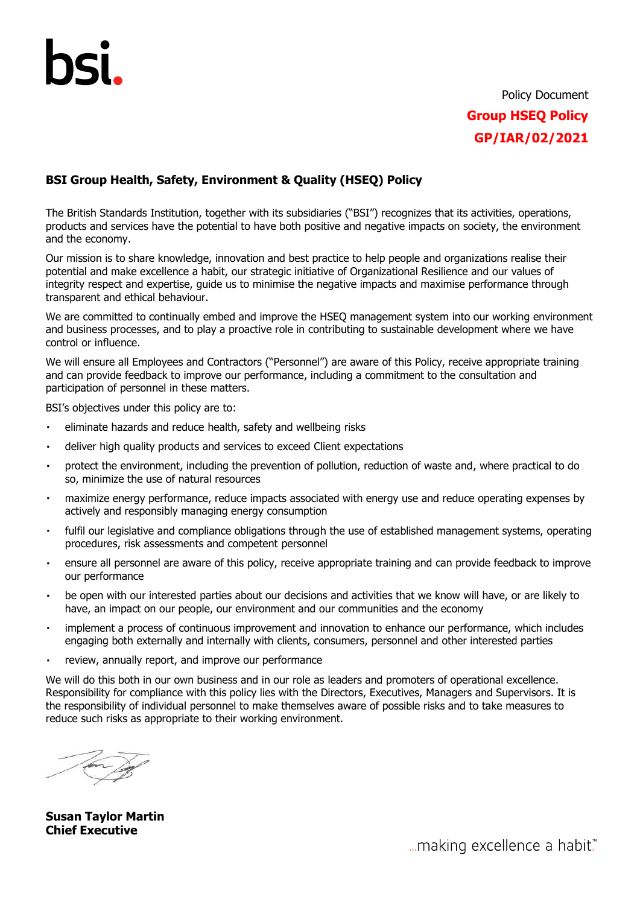Policy Document

**Group HSEQ Policy**

**GP/IAR/02/2021**

## BSI Group Health, Safety, Environment & Quality (HSEQ) Policy

The British Standards Institution, together with its subsidiaries ("BSI") recognizes that its activities, operations, products and services have the potential to have both positive and negative impacts on society, the environment and the economy.

Our mission is to share knowledge, innovation and best practice to help people and organizations realise their potential and make excellence a habit, our strategic initiative of Organizational Resilience and our values of integrity respect and expertise, guide us to minimise the negative impacts and maximise performance through transparent and ethical behaviour.

We are committed to continually embed and improve the HSEQ management system into our working environment and business processes, and to play a proactive role in contributing to sustainable development where we have control or influence.

We will ensure all Employees and Contractors ("Personnel") are aware of this Policy, receive appropriate training and can provide feedback to improve our performance, including a commitment to the consultation and participation of personnel in these matters.

BSI's objectives under this policy are to:

- eliminate hazards and reduce health, safety and wellbeing risks
- deliver high quality products and services to exceed Client expectations
- protect the environment, including the prevention of pollution, reduction of waste and, where practical to do so, minimize the use of natural resources
- maximize energy performance, reduce impacts associated with energy use and reduce operating expenses by actively and responsibly managing energy consumption
- fulfil our legislative and compliance obligations through the use of established management systems, operating procedures, risk assessments and competent personnel
- ensure all personnel are aware of this policy, receive appropriate training and can provide feedback to improve our performance
- be open with our interested parties about our decisions and activities that we know will have, or are likely to have, an impact on our people, our environment and our communities and the economy
- implement a process of continuous improvement and innovation to enhance our performance, which includes engaging both externally and internally with clients, consumers, personnel and other interested parties
- review, annually report, and improve our performance

We will do this both in our own business and in our role as leaders and promoters of operational excellence. Responsibility for compliance with this policy lies with the Directors, Executives, Managers and Supervisors. It is the responsibility of individual personnel to make themselves aware of possible risks and to take measures to reduce such risks as appropriate to their working environment.

**Susan Taylor Martin**
**Chief Executive**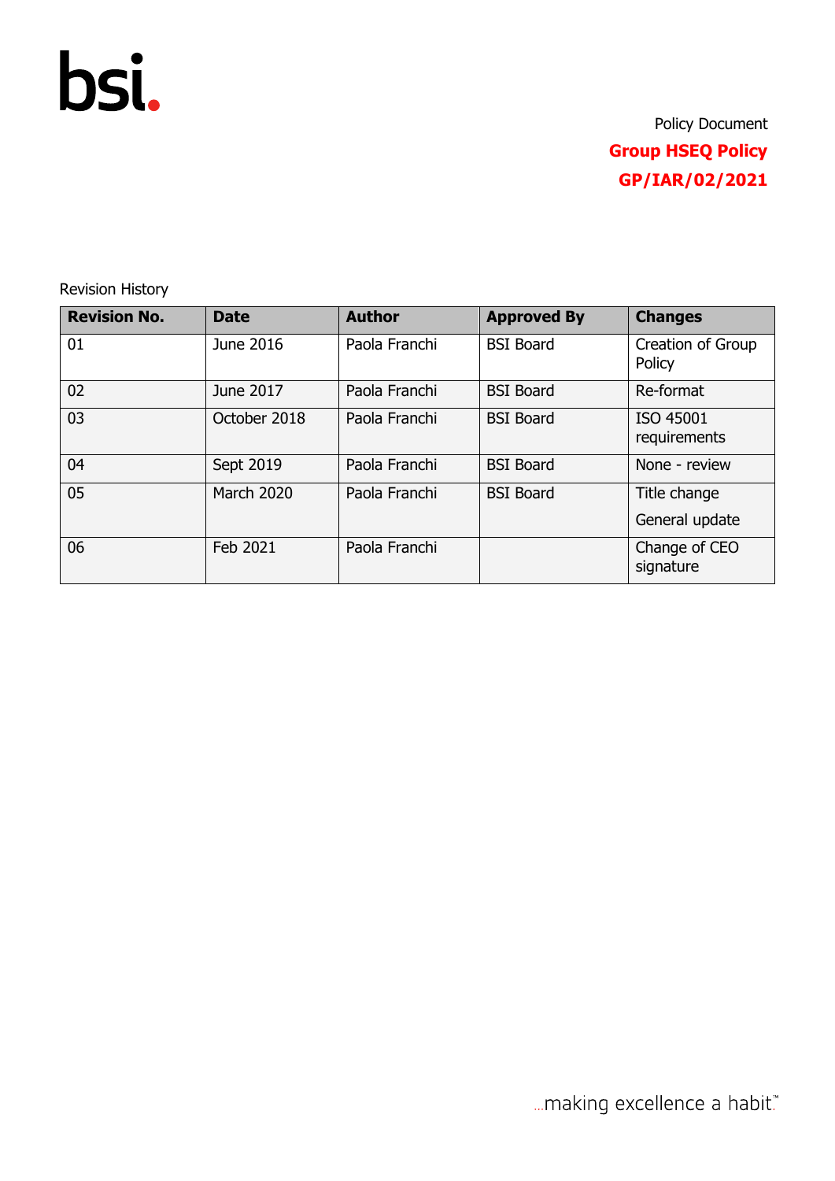bsi.

Policy Document

**Group HSEQ Policy**

**GP/IAR/02/2021**

Revision History

| Revision No. | Date | Author | Approved By | Changes |
|---|---|---|---|---|
| 01 | June 2016 | Paola Franchi | BSI Board | Creation of Group Policy |
| 02 | June 2017 | Paola Franchi | BSI Board | Re-format |
| 03 | October 2018 | Paola Franchi | BSI Board | ISO 45001 requirements |
| 04 | Sept 2019 | Paola Franchi | BSI Board | None - review |
| 05 | March 2020 | Paola Franchi | BSI Board | Title change<br>General update |
| 06 | Feb 2021 | Paola Franchi | | Change of CEO signature |

...making excellence a habit.™